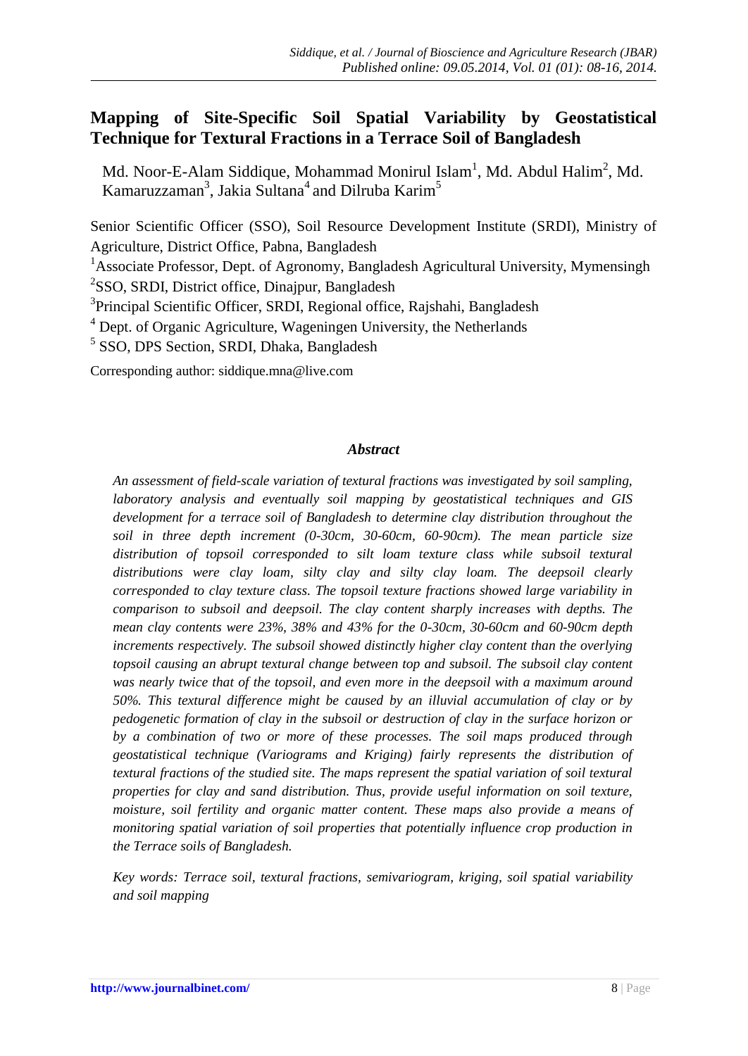# Mapping of Site-Specific Soil Spatial Variability by Geostatistical Technique for Textural Fractions in a Terrace Soil of Bangladesh

Md. Noor-E-Alam Siddique, Mohammad Monirul Islam[1], Md. Abdul Halim[2], Md. Kamaruzzaman[3], Jakia Sultana[4] and Dilruba Karim[5]

Senior Scientific Officer (SSO), Soil Resource Development Institute (SRDI), Ministry of Agriculture, District Office, Pabna, Bangladesh

[1]Associate Professor, Dept. of Agronomy, Bangladesh Agricultural University, Mymensingh

[2]SSO, SRDI, District office, Dinajpur, Bangladesh

[3]Principal Scientific Officer, SRDI, Regional office, Rajshahi, Bangladesh

[4] Dept. of Organic Agriculture, Wageningen University, the Netherlands

[5] SSO, DPS Section, SRDI, Dhaka, Bangladesh

Corresponding author: siddique.mna@live.com

### *Abstract*

*An assessment of field-scale variation of textural fractions was investigated by soil sampling, laboratory analysis and eventually soil mapping by geostatistical techniques and GIS development for a terrace soil of Bangladesh to determine clay distribution throughout the soil in three depth increment (0-30cm, 30-60cm, 60-90cm). The mean particle size distribution of topsoil corresponded to silt loam texture class while subsoil textural distributions were clay loam, silty clay and silty clay loam. The deepsoil clearly corresponded to clay texture class. The topsoil texture fractions showed large variability in comparison to subsoil and deepsoil. The clay content sharply increases with depths. The mean clay contents were 23%, 38% and 43% for the 0-30cm, 30-60cm and 60-90cm depth increments respectively. The subsoil showed distinctly higher clay content than the overlying topsoil causing an abrupt textural change between top and subsoil. The subsoil clay content was nearly twice that of the topsoil, and even more in the deepsoil with a maximum around 50%. This textural difference might be caused by an illuvial accumulation of clay or by pedogenetic formation of clay in the subsoil or destruction of clay in the surface horizon or by a combination of two or more of these processes. The soil maps produced through geostatistical technique (Variograms and Kriging) fairly represents the distribution of textural fractions of the studied site. The maps represent the spatial variation of soil textural properties for clay and sand distribution. Thus, provide useful information on soil texture, moisture, soil fertility and organic matter content. These maps also provide a means of monitoring spatial variation of soil properties that potentially influence crop production in the Terrace soils of Bangladesh.*

*Key words: Terrace soil, textural fractions, semivariogram, kriging, soil spatial variability and soil mapping*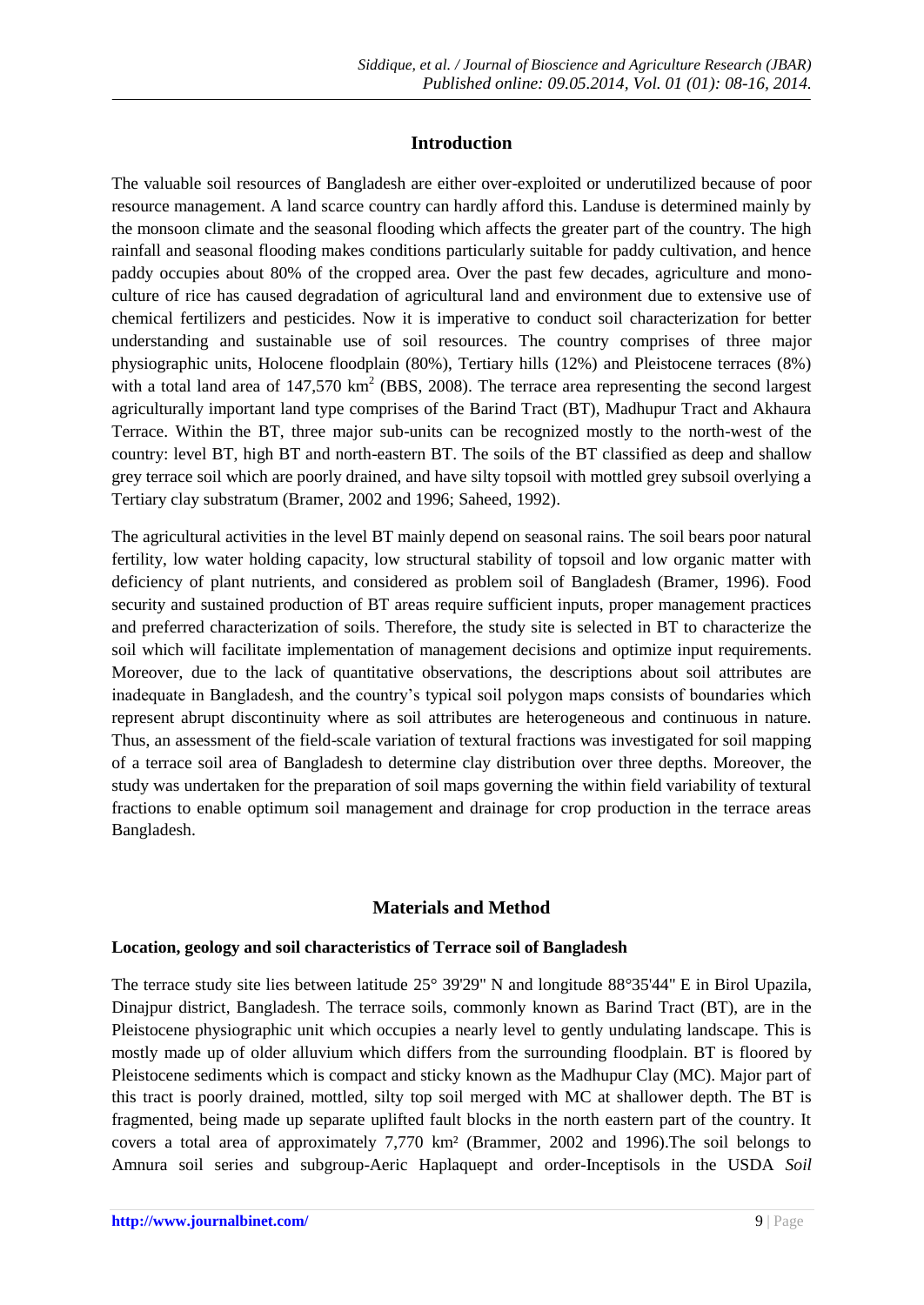## Introduction

The valuable soil resources of Bangladesh are either over-exploited or underutilized because of poor resource management. A land scarce country can hardly afford this. Landuse is determined mainly by the monsoon climate and the seasonal flooding which affects the greater part of the country. The high rainfall and seasonal flooding makes conditions particularly suitable for paddy cultivation, and hence paddy occupies about 80% of the cropped area. Over the past few decades, agriculture and mono-culture of rice has caused degradation of agricultural land and environment due to extensive use of chemical fertilizers and pesticides. Now it is imperative to conduct soil characterization for better understanding and sustainable use of soil resources. The country comprises of three major physiographic units, Holocene floodplain (80%), Tertiary hills (12%) and Pleistocene terraces (8%) with a total land area of 147,570 km$^2$ (BBS, 2008). The terrace area representing the second largest agriculturally important land type comprises of the Barind Tract (BT), Madhupur Tract and Akhaura Terrace. Within the BT, three major sub-units can be recognized mostly to the north-west of the country: level BT, high BT and north-eastern BT. The soils of the BT classified as deep and shallow grey terrace soil which are poorly drained, and have silty topsoil with mottled grey subsoil overlying a Tertiary clay substratum (Bramer, 2002 and 1996; Saheed, 1992).

The agricultural activities in the level BT mainly depend on seasonal rains. The soil bears poor natural fertility, low water holding capacity, low structural stability of topsoil and low organic matter with deficiency of plant nutrients, and considered as problem soil of Bangladesh (Bramer, 1996). Food security and sustained production of BT areas require sufficient inputs, proper management practices and preferred characterization of soils. Therefore, the study site is selected in BT to characterize the soil which will facilitate implementation of management decisions and optimize input requirements. Moreover, due to the lack of quantitative observations, the descriptions about soil attributes are inadequate in Bangladesh, and the country's typical soil polygon maps consists of boundaries which represent abrupt discontinuity where as soil attributes are heterogeneous and continuous in nature. Thus, an assessment of the field-scale variation of textural fractions was investigated for soil mapping of a terrace soil area of Bangladesh to determine clay distribution over three depths. Moreover, the study was undertaken for the preparation of soil maps governing the within field variability of textural fractions to enable optimum soil management and drainage for crop production in the terrace areas Bangladesh.

## Materials and Method

### Location, geology and soil characteristics of Terrace soil of Bangladesh

The terrace study site lies between latitude 25° 39'29" N and longitude 88°35'44" E in Birol Upazila, Dinajpur district, Bangladesh. The terrace soils, commonly known as Barind Tract (BT), are in the Pleistocene physiographic unit which occupies a nearly level to gently undulating landscape. This is mostly made up of older alluvium which differs from the surrounding floodplain. BT is floored by Pleistocene sediments which is compact and sticky known as the Madhupur Clay (MC). Major part of this tract is poorly drained, mottled, silty top soil merged with MC at shallower depth. The BT is fragmented, being made up separate uplifted fault blocks in the north eastern part of the country. It covers a total area of approximately 7,770 km² (Brammer, 2002 and 1996).The soil belongs to Amnura soil series and subgroup-Aeric Haplaquept and order-Inceptisols in the USDA *Soil*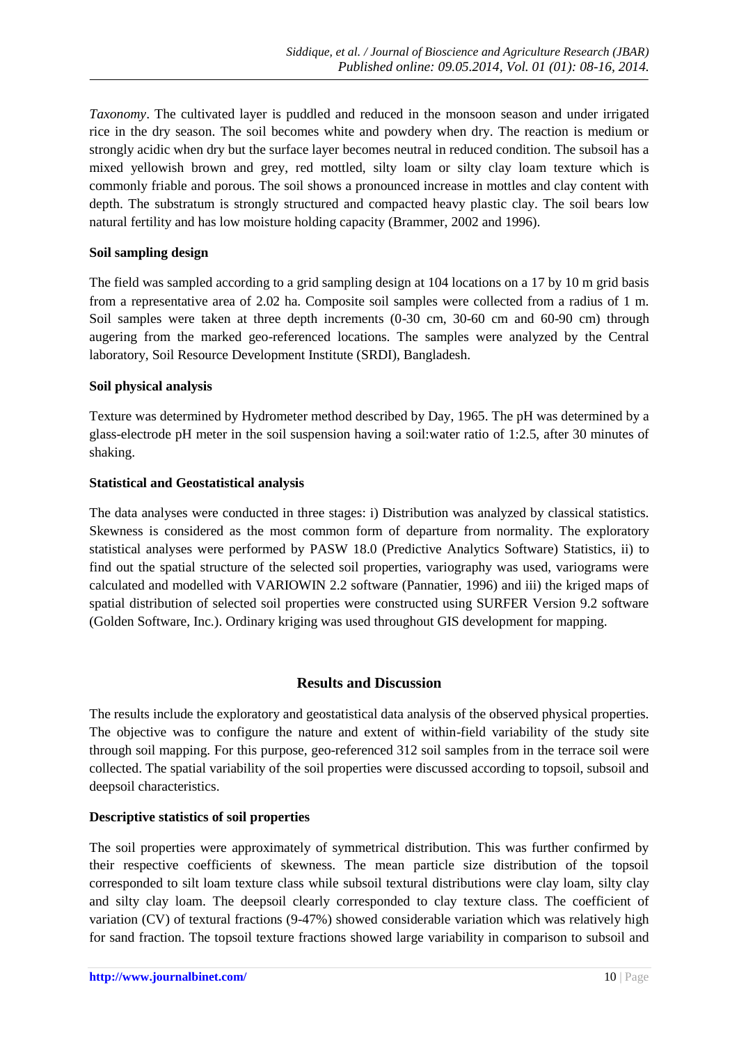*Taxonomy*. The cultivated layer is puddled and reduced in the monsoon season and under irrigated rice in the dry season. The soil becomes white and powdery when dry. The reaction is medium or strongly acidic when dry but the surface layer becomes neutral in reduced condition. The subsoil has a mixed yellowish brown and grey, red mottled, silty loam or silty clay loam texture which is commonly friable and porous. The soil shows a pronounced increase in mottles and clay content with depth. The substratum is strongly structured and compacted heavy plastic clay. The soil bears low natural fertility and has low moisture holding capacity (Brammer, 2002 and 1996).

**Soil sampling design**

The field was sampled according to a grid sampling design at 104 locations on a 17 by 10 m grid basis from a representative area of 2.02 ha. Composite soil samples were collected from a radius of 1 m. Soil samples were taken at three depth increments (0-30 cm, 30-60 cm and 60-90 cm) through augering from the marked geo-referenced locations. The samples were analyzed by the Central laboratory, Soil Resource Development Institute (SRDI), Bangladesh.

**Soil physical analysis**

Texture was determined by Hydrometer method described by Day, 1965. The pH was determined by a glass-electrode pH meter in the soil suspension having a soil:water ratio of 1:2.5, after 30 minutes of shaking.

**Statistical and Geostatistical analysis**

The data analyses were conducted in three stages: i) Distribution was analyzed by classical statistics. Skewness is considered as the most common form of departure from normality. The exploratory statistical analyses were performed by PASW 18.0 (Predictive Analytics Software) Statistics, ii) to find out the spatial structure of the selected soil properties, variography was used, variograms were calculated and modelled with VARIOWIN 2.2 software (Pannatier, 1996) and iii) the kriged maps of spatial distribution of selected soil properties were constructed using SURFER Version 9.2 software (Golden Software, Inc.). Ordinary kriging was used throughout GIS development for mapping.

## Results and Discussion

The results include the exploratory and geostatistical data analysis of the observed physical properties. The objective was to configure the nature and extent of within-field variability of the study site through soil mapping. For this purpose, geo-referenced 312 soil samples from in the terrace soil were collected. The spatial variability of the soil properties were discussed according to topsoil, subsoil and deepsoil characteristics.

**Descriptive statistics of soil properties**

The soil properties were approximately of symmetrical distribution. This was further confirmed by their respective coefficients of skewness. The mean particle size distribution of the topsoil corresponded to silt loam texture class while subsoil textural distributions were clay loam, silty clay and silty clay loam. The deepsoil clearly corresponded to clay texture class. The coefficient of variation (CV) of textural fractions (9-47%) showed considerable variation which was relatively high for sand fraction. The topsoil texture fractions showed large variability in comparison to subsoil and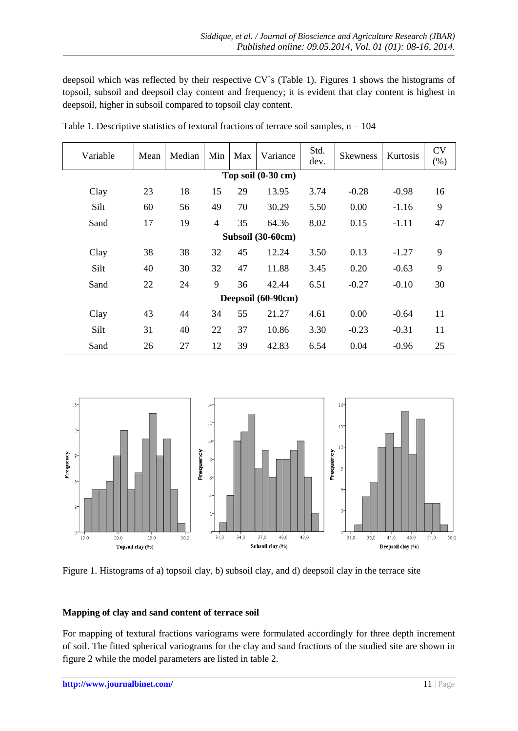deepsoil which was reflected by their respective CV`s (Table 1). Figures 1 shows the histograms of topsoil, subsoil and deepsoil clay content and frequency; it is evident that clay content is highest in deepsoil, higher in subsoil compared to topsoil clay content.

Table 1. Descriptive statistics of textural fractions of terrace soil samples, n = 104

| Variable | Mean | Median | Min | Max | Variance | Std. dev. | Skewness | Kurtosis | CV (%) |
|---|---|---|---|---|---|---|---|---|---|
| **Top soil (0-30 cm)** | | | | | | | | | |
| Clay | 23 | 18 | 15 | 29 | 13.95 | 3.74 | -0.28 | -0.98 | 16 |
| Silt | 60 | 56 | 49 | 70 | 30.29 | 5.50 | 0.00 | -1.16 | 9 |
| Sand | 17 | 19 | 4 | 35 | 64.36 | 8.02 | 0.15 | -1.11 | 47 |
| **Subsoil (30-60cm)** | | | | | | | | | |
| Clay | 38 | 38 | 32 | 45 | 12.24 | 3.50 | 0.13 | -1.27 | 9 |
| Silt | 40 | 30 | 32 | 47 | 11.88 | 3.45 | 0.20 | -0.63 | 9 |
| Sand | 22 | 24 | 9 | 36 | 42.44 | 6.51 | -0.27 | -0.10 | 30 |
| **Deepsoil (60-90cm)** | | | | | | | | | |
| Clay | 43 | 44 | 34 | 55 | 21.27 | 4.61 | 0.00 | -0.64 | 11 |
| Silt | 31 | 40 | 22 | 37 | 10.86 | 3.30 | -0.23 | -0.31 | 11 |
| Sand | 26 | 27 | 12 | 39 | 42.83 | 6.54 | 0.04 | -0.96 | 25 |

Figure 1. Histograms of a) topsoil clay, b) subsoil clay, and d) deepsoil clay in the terrace site

### Mapping of clay and sand content of terrace soil

For mapping of textural fractions variograms were formulated accordingly for three depth increment of soil. The fitted spherical variograms for the clay and sand fractions of the studied site are shown in figure 2 while the model parameters are listed in table 2.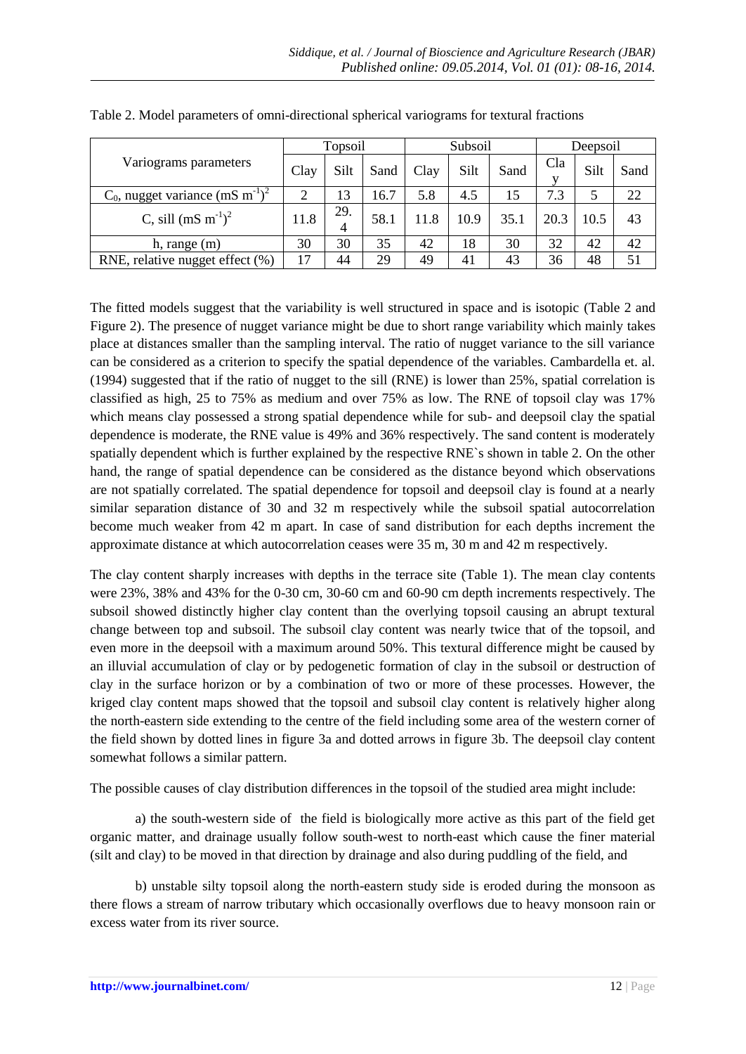Table 2. Model parameters of omni-directional spherical variograms for textural fractions

| Variograms parameters | Topsoil | | | Subsoil | | | Deepsoil | | |
|---|---|---|---|---|---|---|---|---|---|
| | Clay | Silt | Sand | Clay | Silt | Sand | Clay | Silt | Sand |
| $C_0$, nugget variance $(mS\ m^{-1})^2$ | 2 | 13 | 16.7 | 5.8 | 4.5 | 15 | 7.3 | 5 | 22 |
| C, sill $(mS\ m^{-1})^2$ | 11.8 | 29.4 | 58.1 | 11.8 | 10.9 | 35.1 | 20.3 | 10.5 | 43 |
| h, range (m) | 30 | 30 | 35 | 42 | 18 | 30 | 32 | 42 | 42 |
| RNE, relative nugget effect (%) | 17 | 44 | 29 | 49 | 41 | 43 | 36 | 48 | 51 |

The fitted models suggest that the variability is well structured in space and is isotopic (Table 2 and Figure 2). The presence of nugget variance might be due to short range variability which mainly takes place at distances smaller than the sampling interval. The ratio of nugget variance to the sill variance can be considered as a criterion to specify the spatial dependence of the variables. Cambardella et. al. (1994) suggested that if the ratio of nugget to the sill (RNE) is lower than 25%, spatial correlation is classified as high, 25 to 75% as medium and over 75% as low. The RNE of topsoil clay was 17% which means clay possessed a strong spatial dependence while for sub- and deepsoil clay the spatial dependence is moderate, the RNE value is 49% and 36% respectively. The sand content is moderately spatially dependent which is further explained by the respective RNE`s shown in table 2. On the other hand, the range of spatial dependence can be considered as the distance beyond which observations are not spatially correlated. The spatial dependence for topsoil and deepsoil clay is found at a nearly similar separation distance of 30 and 32 m respectively while the subsoil spatial autocorrelation become much weaker from 42 m apart. In case of sand distribution for each depths increment the approximate distance at which autocorrelation ceases were 35 m, 30 m and 42 m respectively.

The clay content sharply increases with depths in the terrace site (Table 1). The mean clay contents were 23%, 38% and 43% for the 0-30 cm, 30-60 cm and 60-90 cm depth increments respectively. The subsoil showed distinctly higher clay content than the overlying topsoil causing an abrupt textural change between top and subsoil. The subsoil clay content was nearly twice that of the topsoil, and even more in the deepsoil with a maximum around 50%. This textural difference might be caused by an illuvial accumulation of clay or by pedogenetic formation of clay in the subsoil or destruction of clay in the surface horizon or by a combination of two or more of these processes. However, the kriged clay content maps showed that the topsoil and subsoil clay content is relatively higher along the north-eastern side extending to the centre of the field including some area of the western corner of the field shown by dotted lines in figure 3a and dotted arrows in figure 3b. The deepsoil clay content somewhat follows a similar pattern.

The possible causes of clay distribution differences in the topsoil of the studied area might include:

a) the south-western side of the field is biologically more active as this part of the field get organic matter, and drainage usually follow south-west to north-east which cause the finer material (silt and clay) to be moved in that direction by drainage and also during puddling of the field, and

b) unstable silty topsoil along the north-eastern study side is eroded during the monsoon as there flows a stream of narrow tributary which occasionally overflows due to heavy monsoon rain or excess water from its river source.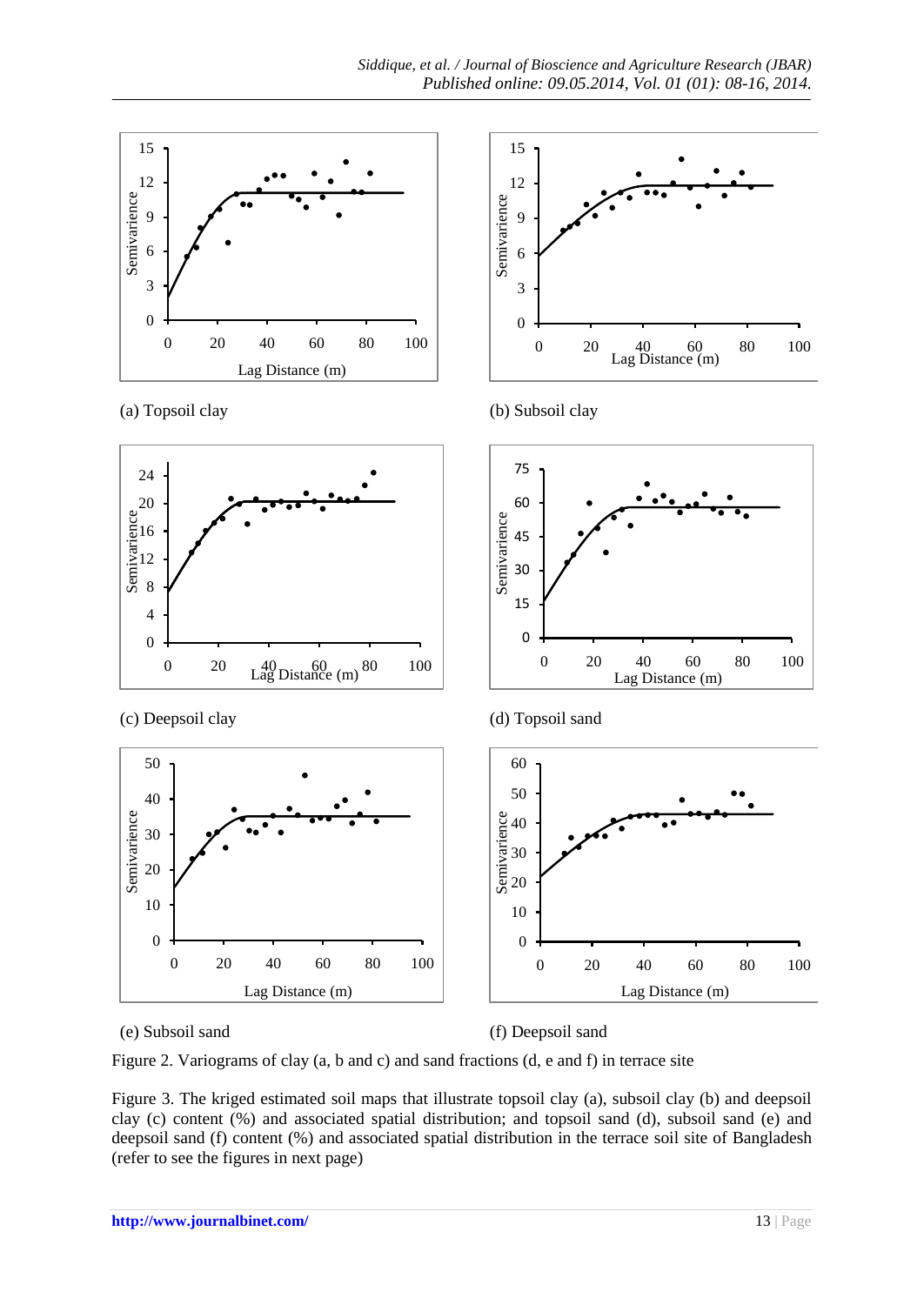(a) Topsoil clay

(b) Subsoil clay

(c) Deepsoil clay

(d) Topsoil sand

(e) Subsoil sand

(f) Deepsoil sand

Figure 2. Variograms of clay (a, b and c) and sand fractions (d, e and f) in terrace site

Figure 3. The kriged estimated soil maps that illustrate topsoil clay (a), subsoil clay (b) and deepsoil clay (c) content (%) and associated spatial distribution; and topsoil sand (d), subsoil sand (e) and deepsoil sand (f) content (%) and associated spatial distribution in the terrace soil site of Bangladesh (refer to see the figures in next page)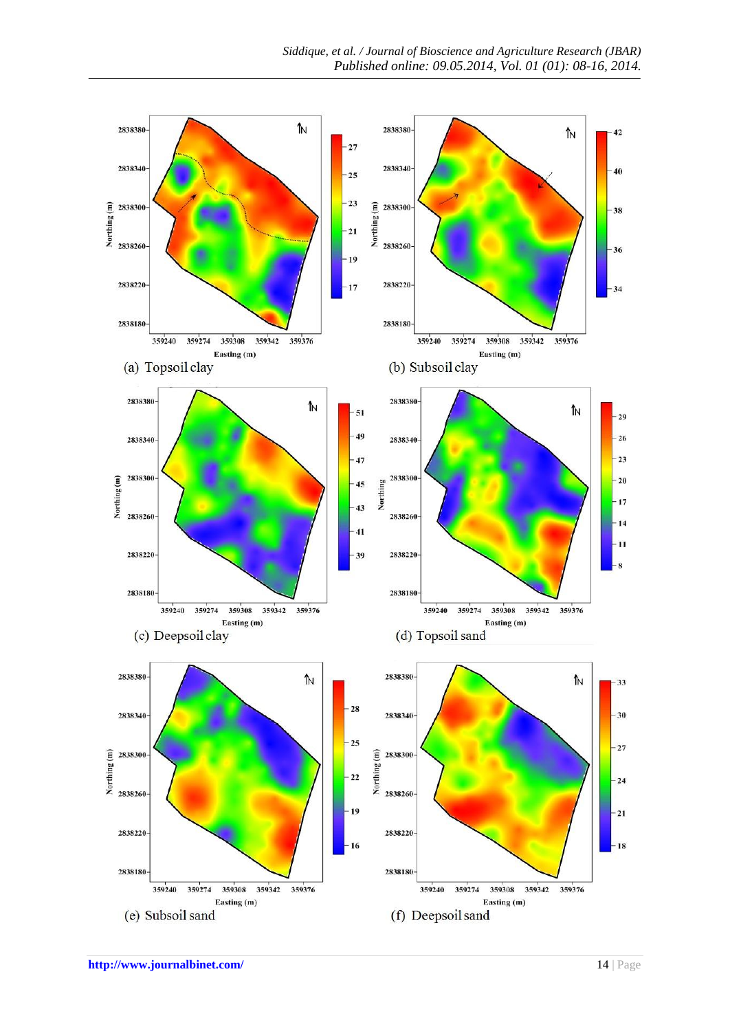(a) Topsoil clay

(b) Subsoil clay

(c) Deepsoil clay

(d) Topsoil sand

(e) Subsoil sand

(f) Deepsoil sand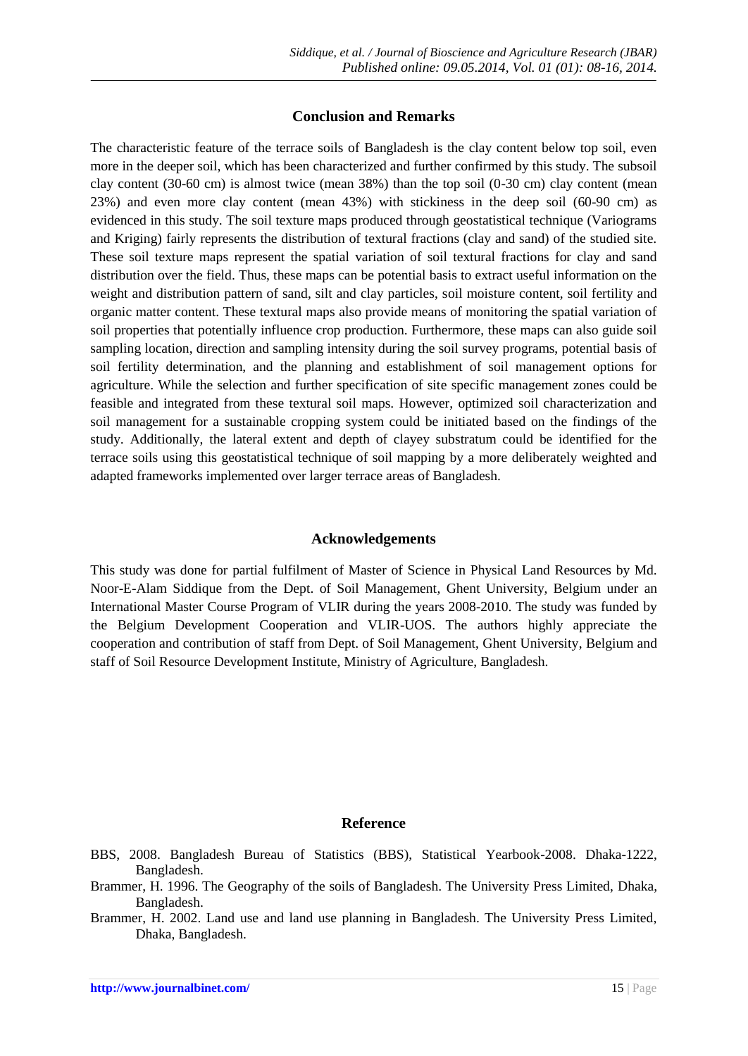## Conclusion and Remarks

The characteristic feature of the terrace soils of Bangladesh is the clay content below top soil, even more in the deeper soil, which has been characterized and further confirmed by this study. The subsoil clay content (30-60 cm) is almost twice (mean 38%) than the top soil (0-30 cm) clay content (mean 23%) and even more clay content (mean 43%) with stickiness in the deep soil (60-90 cm) as evidenced in this study. The soil texture maps produced through geostatistical technique (Variograms and Kriging) fairly represents the distribution of textural fractions (clay and sand) of the studied site. These soil texture maps represent the spatial variation of soil textural fractions for clay and sand distribution over the field. Thus, these maps can be potential basis to extract useful information on the weight and distribution pattern of sand, silt and clay particles, soil moisture content, soil fertility and organic matter content. These textural maps also provide means of monitoring the spatial variation of soil properties that potentially influence crop production. Furthermore, these maps can also guide soil sampling location, direction and sampling intensity during the soil survey programs, potential basis of soil fertility determination, and the planning and establishment of soil management options for agriculture. While the selection and further specification of site specific management zones could be feasible and integrated from these textural soil maps. However, optimized soil characterization and soil management for a sustainable cropping system could be initiated based on the findings of the study. Additionally, the lateral extent and depth of clayey substratum could be identified for the terrace soils using this geostatistical technique of soil mapping by a more deliberately weighted and adapted frameworks implemented over larger terrace areas of Bangladesh.

## Acknowledgements

This study was done for partial fulfilment of Master of Science in Physical Land Resources by Md. Noor-E-Alam Siddique from the Dept. of Soil Management, Ghent University, Belgium under an International Master Course Program of VLIR during the years 2008-2010. The study was funded by the Belgium Development Cooperation and VLIR-UOS. The authors highly appreciate the cooperation and contribution of staff from Dept. of Soil Management, Ghent University, Belgium and staff of Soil Resource Development Institute, Ministry of Agriculture, Bangladesh.

## Reference

BBS, 2008. Bangladesh Bureau of Statistics (BBS), Statistical Yearbook-2008. Dhaka-1222, Bangladesh.

Brammer, H. 1996. The Geography of the soils of Bangladesh. The University Press Limited, Dhaka, Bangladesh.

Brammer, H. 2002. Land use and land use planning in Bangladesh. The University Press Limited, Dhaka, Bangladesh.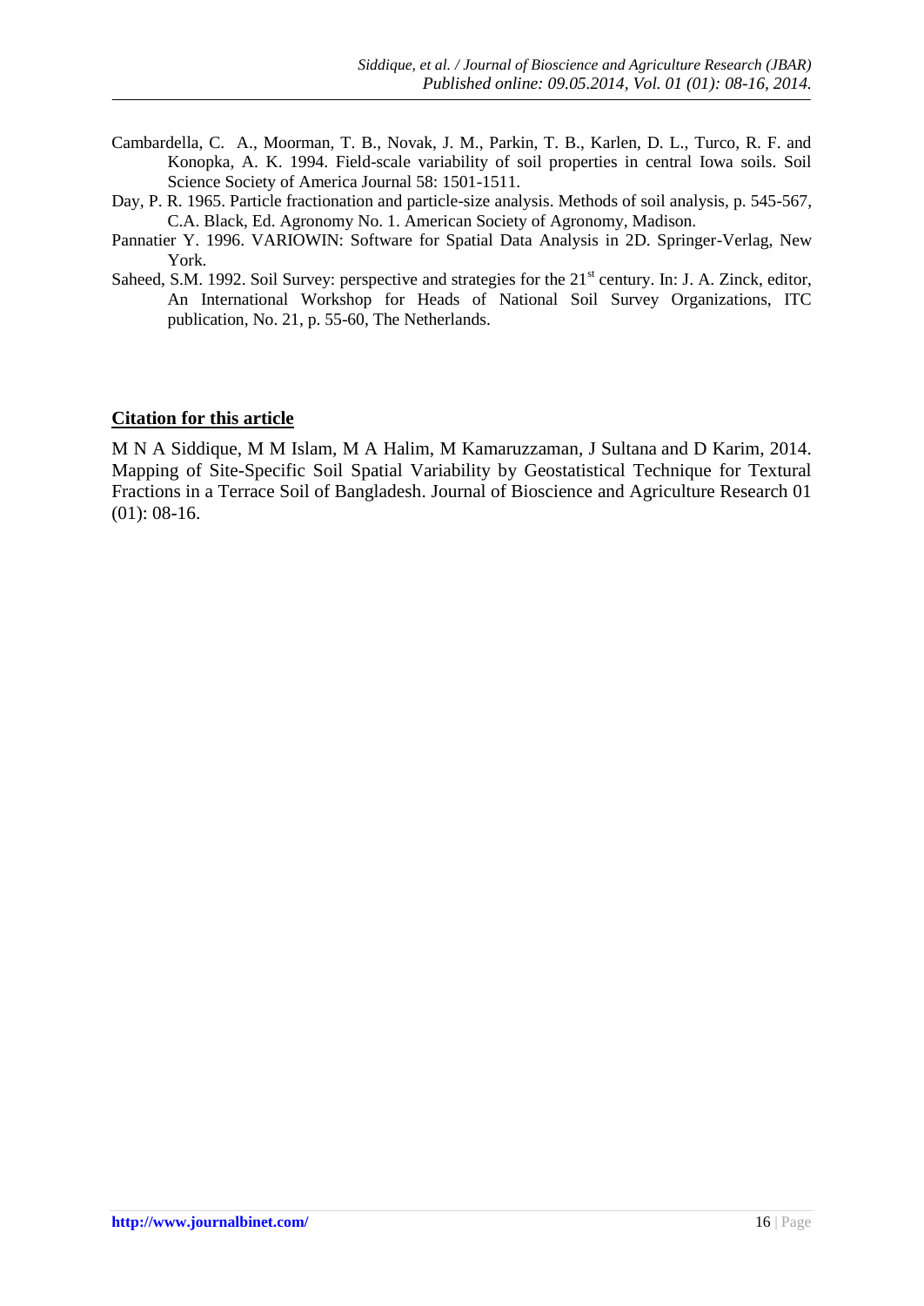Cambardella, C. A., Moorman, T. B., Novak, J. M., Parkin, T. B., Karlen, D. L., Turco, R. F. and Konopka, A. K. 1994. Field-scale variability of soil properties in central Iowa soils. Soil Science Society of America Journal 58: 1501-1511.

Day, P. R. 1965. Particle fractionation and particle-size analysis. Methods of soil analysis, p. 545-567, C.A. Black, Ed. Agronomy No. 1. American Society of Agronomy, Madison.

Pannatier Y. 1996. VARIOWIN: Software for Spatial Data Analysis in 2D. Springer-Verlag, New York.

Saheed, S.M. 1992. Soil Survey: perspective and strategies for the 21$^{st}$ century. In: J. A. Zinck, editor, An International Workshop for Heads of National Soil Survey Organizations, ITC publication, No. 21, p. 55-60, The Netherlands.

## Citation for this article

M N A Siddique, M M Islam, M A Halim, M Kamaruzzaman, J Sultana and D Karim, 2014. Mapping of Site-Specific Soil Spatial Variability by Geostatistical Technique for Textural Fractions in a Terrace Soil of Bangladesh. Journal of Bioscience and Agriculture Research 01 (01): 08-16.